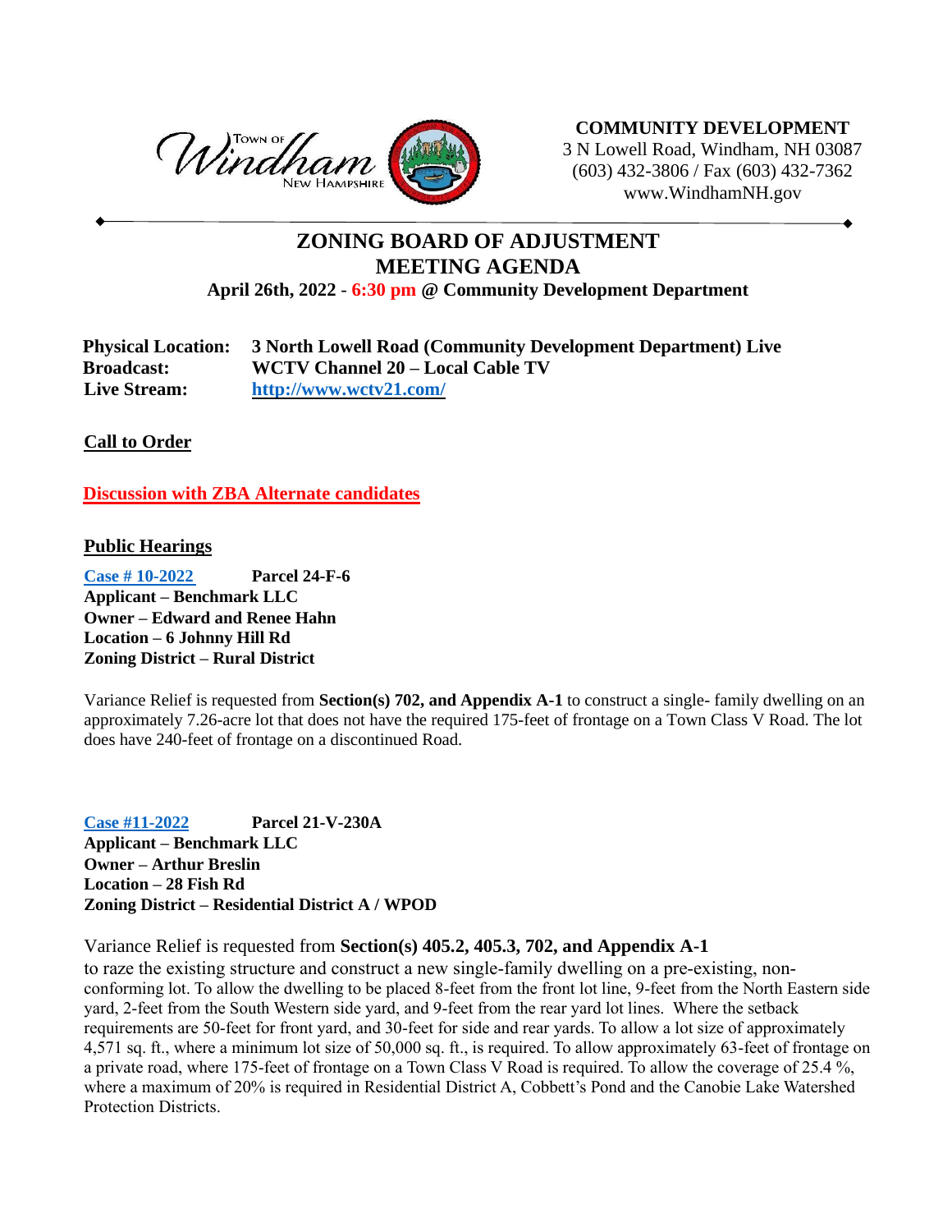Town of Windham New Hampshire

**COMMUNITY DEVELOPMENT**
3 N Lowell Road, Windham, NH 03087
(603) 432-3806 / Fax (603) 432-7362
www.WindhamNH.gov

# ZONING BOARD OF ADJUSTMENT
# MEETING AGENDA

**April 26th, 2022 - 6:30 pm @ Community Development Department**

**Physical Location:** **3 North Lowell Road (Community Development Department) Live**
**Broadcast:** **WCTV Channel 20 – Local Cable TV**
**Live Stream:** **http://www.wctv21.com/**

## Call to Order

## Discussion with ZBA Alternate candidates

## Public Hearings

**Case # 10-2022** **Parcel 24-F-6**
**Applicant – Benchmark LLC**
**Owner – Edward and Renee Hahn**
**Location – 6 Johnny Hill Rd**
**Zoning District – Rural District**

Variance Relief is requested from **Section(s) 702, and Appendix A-1** to construct a single- family dwelling on an approximately 7.26-acre lot that does not have the required 175-feet of frontage on a Town Class V Road. The lot does have 240-feet of frontage on a discontinued Road.

**Case #11-2022** **Parcel 21-V-230A**
**Applicant – Benchmark LLC**
**Owner – Arthur Breslin**
**Location – 28 Fish Rd**
**Zoning District – Residential District A / WPOD**

Variance Relief is requested from **Section(s) 405.2, 405.3, 702, and Appendix A-1** to raze the existing structure and construct a new single-family dwelling on a pre-existing, non-conforming lot. To allow the dwelling to be placed 8-feet from the front lot line, 9-feet from the North Eastern side yard, 2-feet from the South Western side yard, and 9-feet from the rear yard lot lines. Where the setback requirements are 50-feet for front yard, and 30-feet for side and rear yards. To allow a lot size of approximately 4,571 sq. ft., where a minimum lot size of 50,000 sq. ft., is required. To allow approximately 63-feet of frontage on a private road, where 175-feet of frontage on a Town Class V Road is required. To allow the coverage of 25.4 %, where a maximum of 20% is required in Residential District A, Cobbett's Pond and the Canobie Lake Watershed Protection Districts.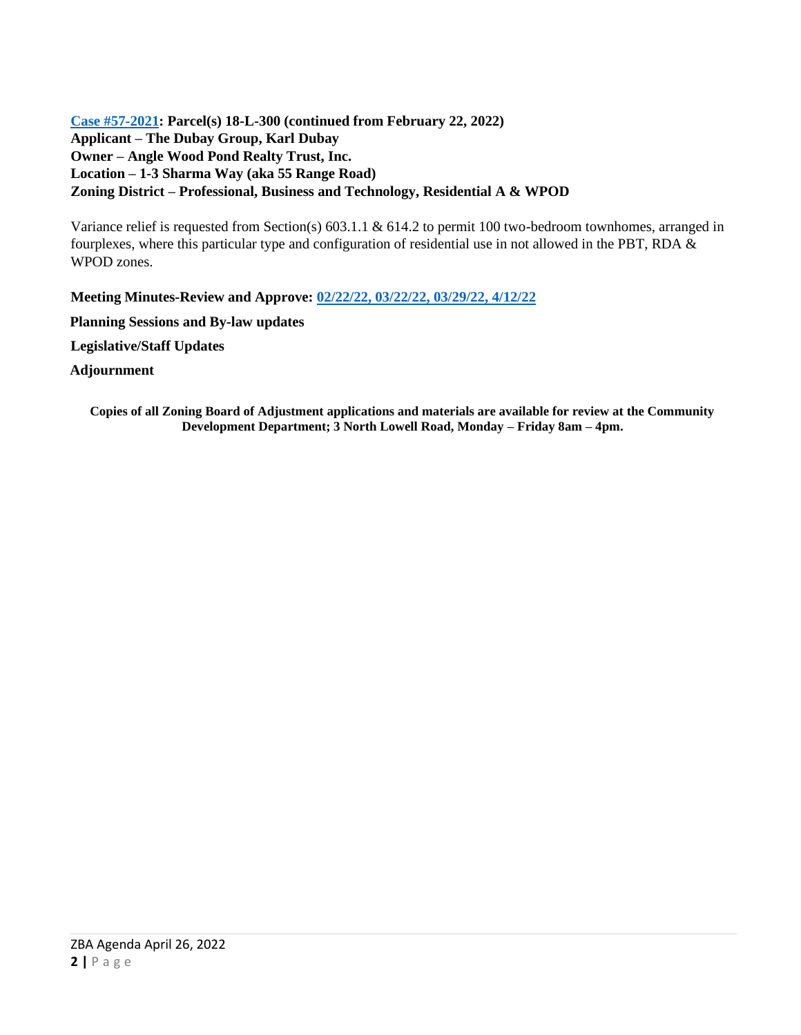**Case #57-2021: Parcel(s) 18-L-300 (continued from February 22, 2022)**
**Applicant – The Dubay Group, Karl Dubay**
**Owner – Angle Wood Pond Realty Trust, Inc.**
**Location – 1-3 Sharma Way (aka 55 Range Road)**
**Zoning District – Professional, Business and Technology, Residential A & WPOD**

Variance relief is requested from Section(s) 603.1.1 & 614.2 to permit 100 two-bedroom townhomes, arranged in fourplexes, where this particular type and configuration of residential use in not allowed in the PBT, RDA & WPOD zones.

**Meeting Minutes-Review and Approve: 02/22/22, 03/22/22, 03/29/22, 4/12/22**

**Planning Sessions and By-law updates**

**Legislative/Staff Updates**

**Adjournment**

**Copies of all Zoning Board of Adjustment applications and materials are available for review at the Community Development Department; 3 North Lowell Road, Monday – Friday 8am – 4pm.**